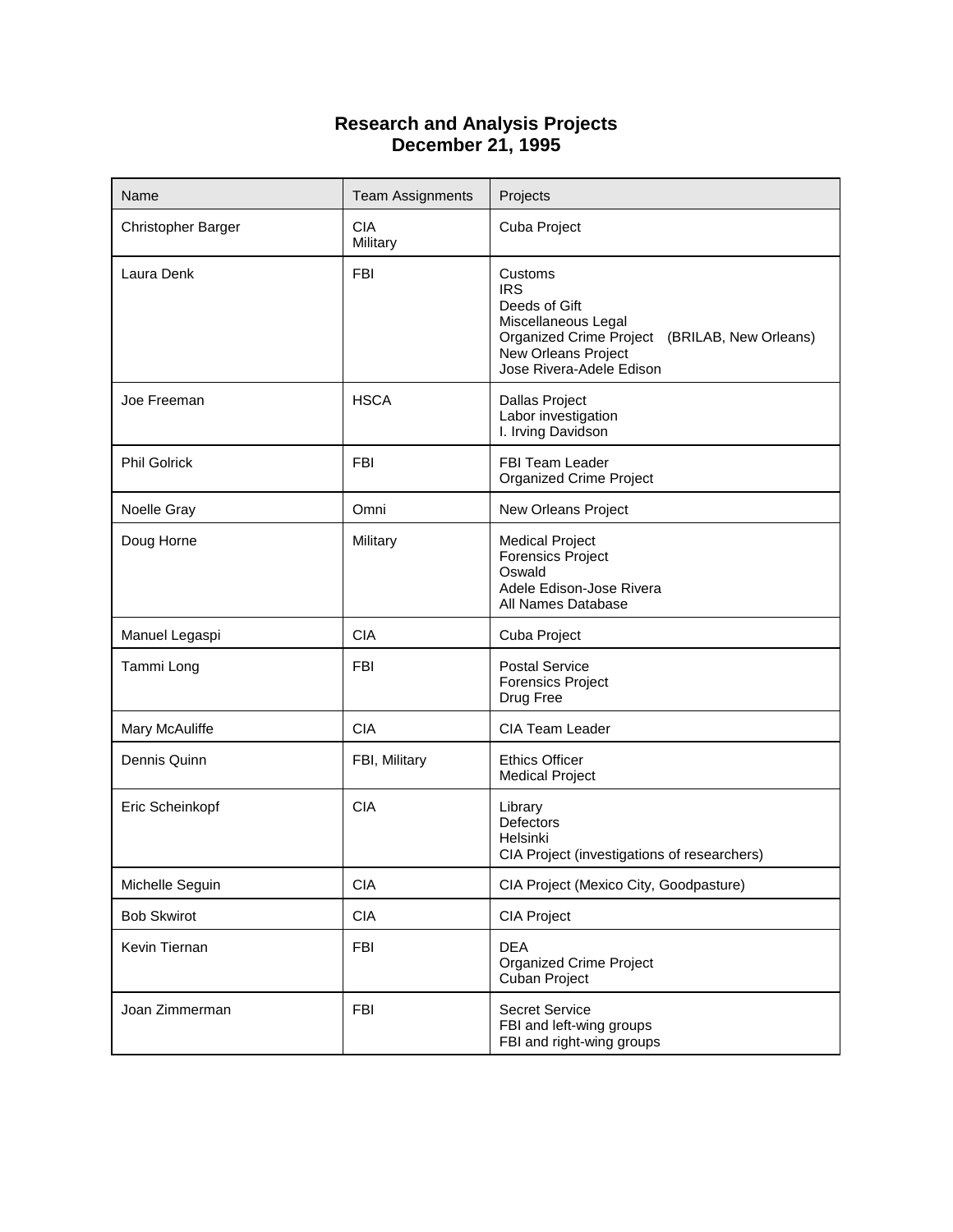# Research and Analysis Projects
## December 21, 1995

| Name | Team Assignments | Projects |
|---|---|---|
| Christopher Barger | CIA<br>Military | Cuba Project |
| Laura Denk | FBI | Customs<br>IRS<br>Deeds of Gift<br>Miscellaneous Legal<br>Organized Crime Project (BRILAB, New Orleans)<br>New Orleans Project<br>Jose Rivera-Adele Edison |
| Joe Freeman | HSCA | Dallas Project<br>Labor investigation<br>I. Irving Davidson |
| Phil Golrick | FBI | FBI Team Leader<br>Organized Crime Project |
| Noelle Gray | Omni | New Orleans Project |
| Doug Horne | Military | Medical Project<br>Forensics Project<br>Oswald<br>Adele Edison-Jose Rivera<br>All Names Database |
| Manuel Legaspi | CIA | Cuba Project |
| Tammi Long | FBI | Postal Service<br>Forensics Project<br>Drug Free |
| Mary McAuliffe | CIA | CIA Team Leader |
| Dennis Quinn | FBI, Military | Ethics Officer<br>Medical Project |
| Eric Scheinkopf | CIA | Library<br>Defectors<br>Helsinki<br>CIA Project (investigations of researchers) |
| Michelle Seguin | CIA | CIA Project (Mexico City, Goodpasture) |
| Bob Skwirot | CIA | CIA Project |
| Kevin Tiernan | FBI | DEA<br>Organized Crime Project<br>Cuban Project |
| Joan Zimmerman | FBI | Secret Service<br>FBI and left-wing groups<br>FBI and right-wing groups |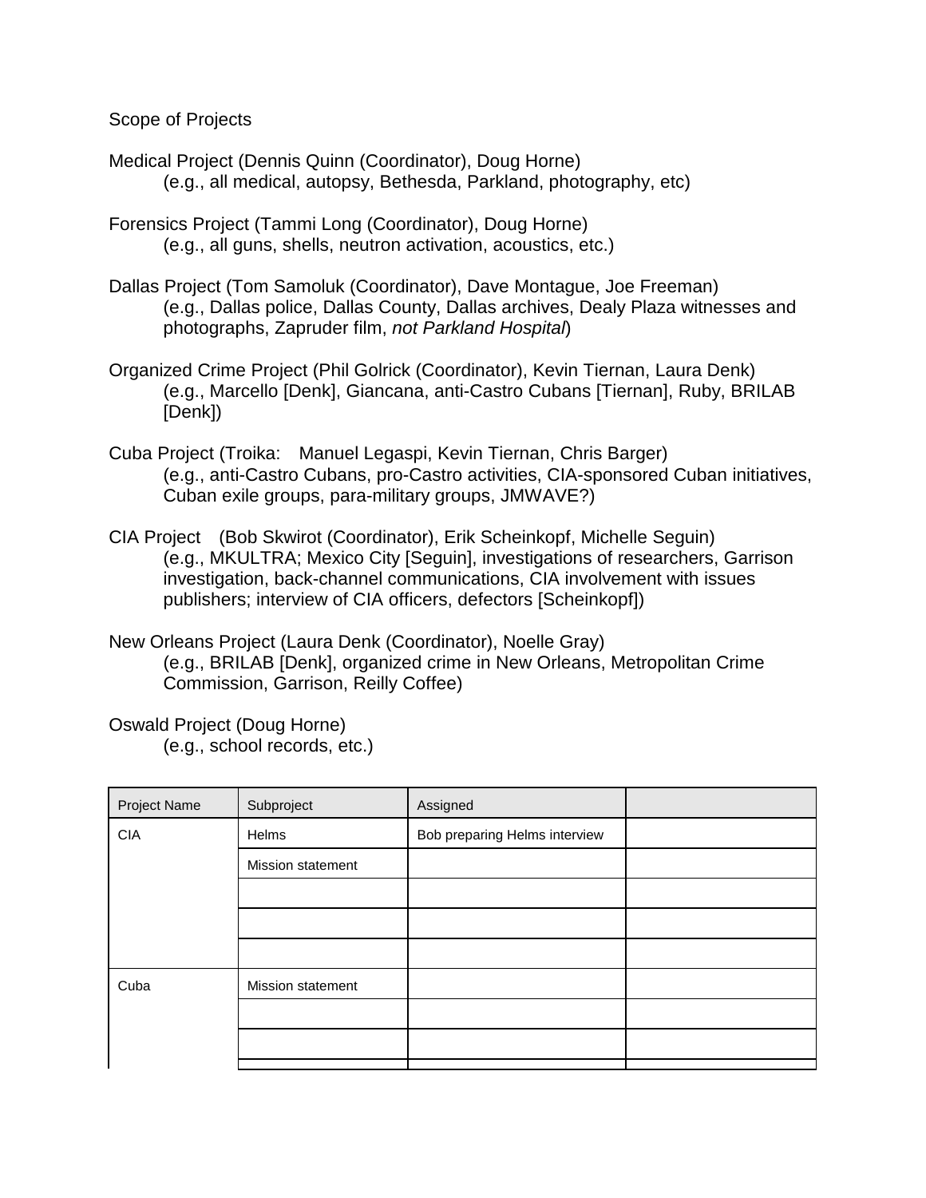Scope of Projects

Medical Project (Dennis Quinn (Coordinator), Doug Horne)
(e.g., all medical, autopsy, Bethesda, Parkland, photography, etc)

Forensics Project (Tammi Long (Coordinator), Doug Horne)
(e.g., all guns, shells, neutron activation, acoustics, etc.)

Dallas Project (Tom Samoluk (Coordinator), Dave Montague, Joe Freeman)
(e.g., Dallas police, Dallas County, Dallas archives, Dealy Plaza witnesses and photographs, Zapruder film, *not Parkland Hospital*)

Organized Crime Project (Phil Golrick (Coordinator), Kevin Tiernan, Laura Denk)
(e.g., Marcello [Denk], Giancana, anti-Castro Cubans [Tiernan], Ruby, BRILAB [Denk])

Cuba Project (Troika: Manuel Legaspi, Kevin Tiernan, Chris Barger)
(e.g., anti-Castro Cubans, pro-Castro activities, CIA-sponsored Cuban initiatives, Cuban exile groups, para-military groups, JMWAVE?)

CIA Project (Bob Skwirot (Coordinator), Erik Scheinkopf, Michelle Seguin)
(e.g., MKULTRA; Mexico City [Seguin], investigations of researchers, Garrison investigation, back-channel communications, CIA involvement with issues publishers; interview of CIA officers, defectors [Scheinkopf])

New Orleans Project (Laura Denk (Coordinator), Noelle Gray)
(e.g., BRILAB [Denk], organized crime in New Orleans, Metropolitan Crime Commission, Garrison, Reilly Coffee)

Oswald Project (Doug Horne)
(e.g., school records, etc.)

| Project Name | Subproject | Assigned | |
|---|---|---|---|
| CIA | Helms | Bob preparing Helms interview | |
| | Mission statement | | |
| | | | |
| | | | |
| | | | |
| Cuba | Mission statement | | |
| | | | |
| | | | |
| | | | |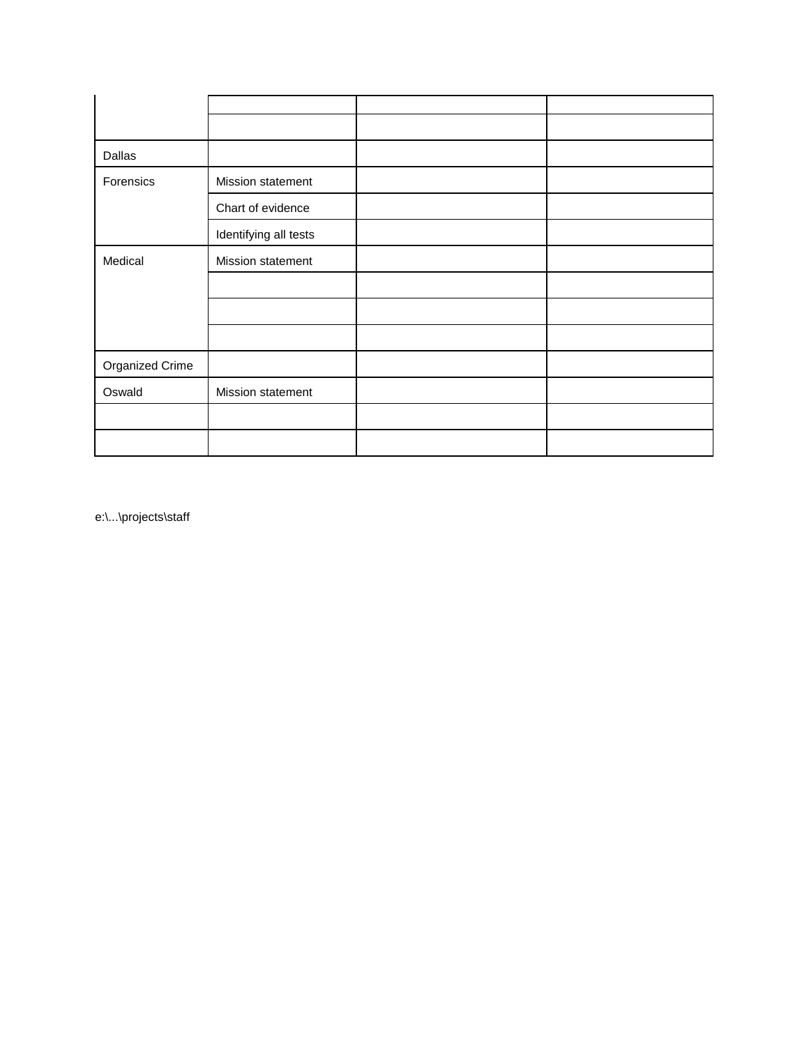| | | | |
|---|---|---|---|
| | | | |
| | | | |
| Dallas | | | |
| Forensics | Mission statement | | |
| | Chart of evidence | | |
| | Identifying all tests | | |
| Medical | Mission statement | | |
| | | | |
| | | | |
| | | | |
| Organized Crime | | | |
| Oswald | Mission statement | | |
| | | | |
| | | | |

e:\...\projects\staff